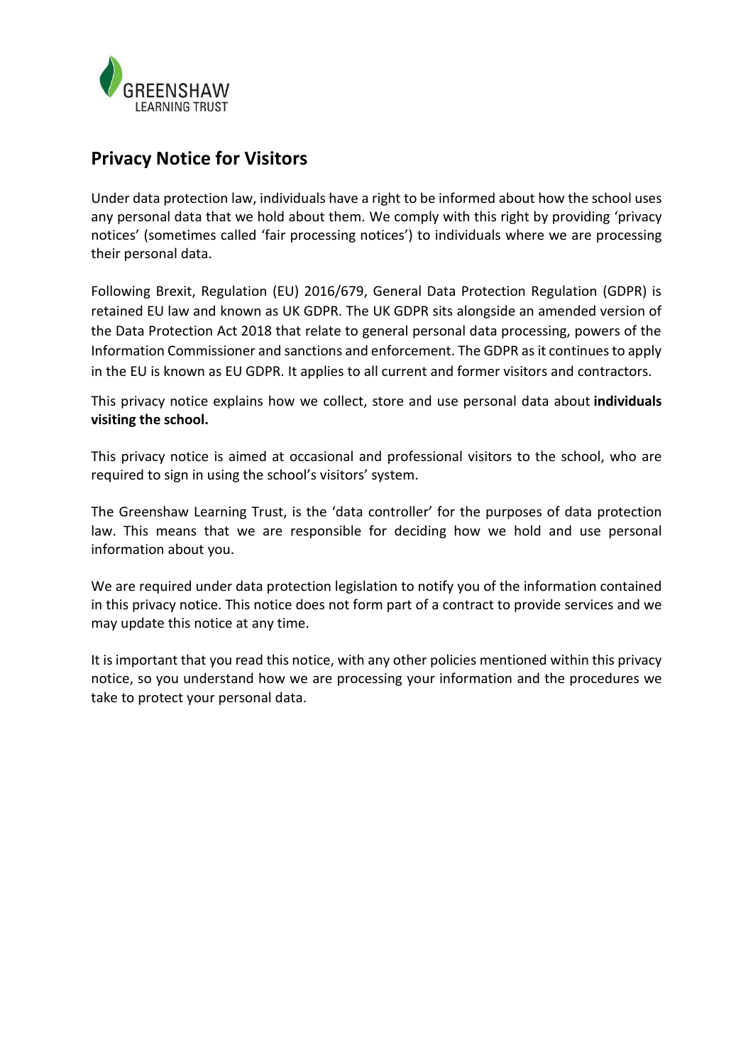# Privacy Notice for Visitors

Under data protection law, individuals have a right to be informed about how the school uses any personal data that we hold about them. We comply with this right by providing 'privacy notices' (sometimes called 'fair processing notices') to individuals where we are processing their personal data.

Following Brexit, Regulation (EU) 2016/679, General Data Protection Regulation (GDPR) is retained EU law and known as UK GDPR. The UK GDPR sits alongside an amended version of the Data Protection Act 2018 that relate to general personal data processing, powers of the Information Commissioner and sanctions and enforcement. The GDPR as it continues to apply in the EU is known as EU GDPR. It applies to all current and former visitors and contractors.

This privacy notice explains how we collect, store and use personal data about **individuals visiting the school.**

This privacy notice is aimed at occasional and professional visitors to the school, who are required to sign in using the school's visitors' system.

The Greenshaw Learning Trust, is the 'data controller' for the purposes of data protection law. This means that we are responsible for deciding how we hold and use personal information about you.

We are required under data protection legislation to notify you of the information contained in this privacy notice. This notice does not form part of a contract to provide services and we may update this notice at any time.

It is important that you read this notice, with any other policies mentioned within this privacy notice, so you understand how we are processing your information and the procedures we take to protect your personal data.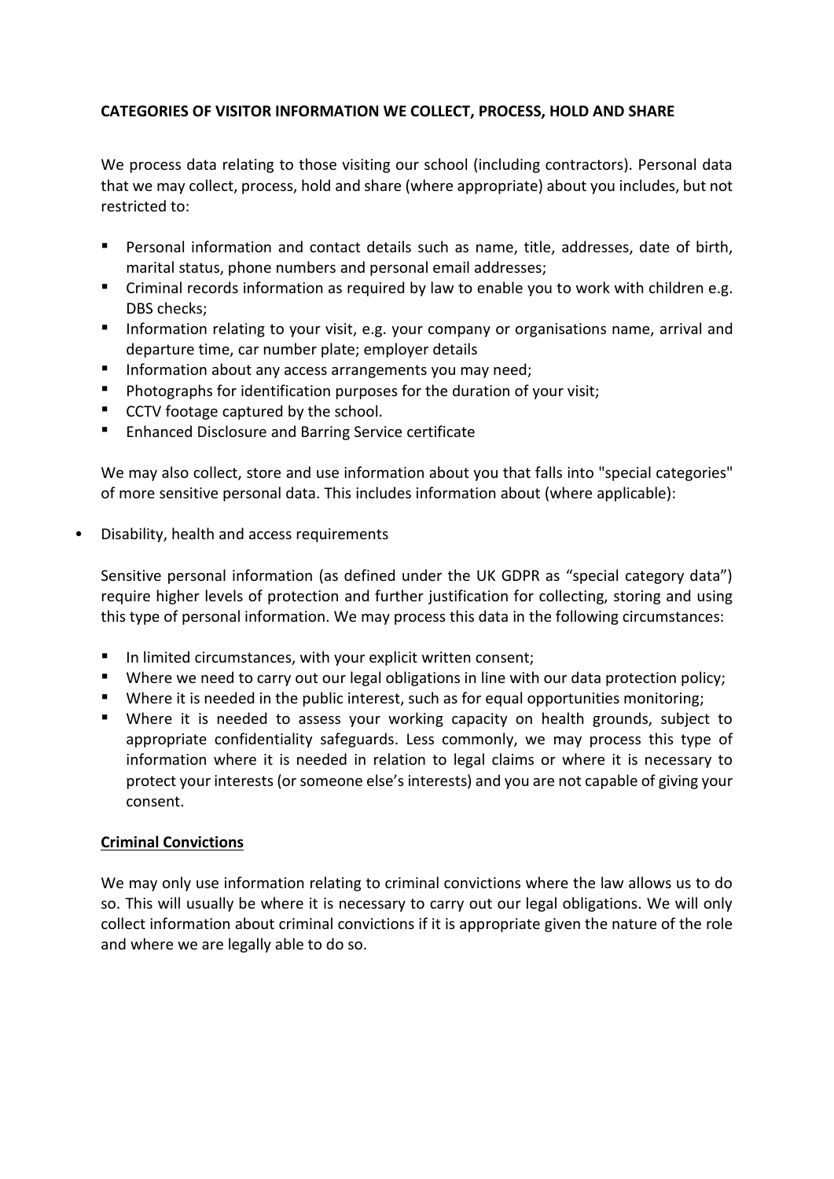**CATEGORIES OF VISITOR INFORMATION WE COLLECT, PROCESS, HOLD AND SHARE**

We process data relating to those visiting our school (including contractors). Personal data that we may collect, process, hold and share (where appropriate) about you includes, but not restricted to:

- Personal information and contact details such as name, title, addresses, date of birth, marital status, phone numbers and personal email addresses;
- Criminal records information as required by law to enable you to work with children e.g. DBS checks;
- Information relating to your visit, e.g. your company or organisations name, arrival and departure time, car number plate; employer details
- Information about any access arrangements you may need;
- Photographs for identification purposes for the duration of your visit;
- CCTV footage captured by the school.
- Enhanced Disclosure and Barring Service certificate

We may also collect, store and use information about you that falls into "special categories" of more sensitive personal data. This includes information about (where applicable):

- Disability, health and access requirements

Sensitive personal information (as defined under the UK GDPR as "special category data") require higher levels of protection and further justification for collecting, storing and using this type of personal information. We may process this data in the following circumstances:

- In limited circumstances, with your explicit written consent;
- Where we need to carry out our legal obligations in line with our data protection policy;
- Where it is needed in the public interest, such as for equal opportunities monitoring;
- Where it is needed to assess your working capacity on health grounds, subject to appropriate confidentiality safeguards. Less commonly, we may process this type of information where it is needed in relation to legal claims or where it is necessary to protect your interests (or someone else's interests) and you are not capable of giving your consent.

**Criminal Convictions**

We may only use information relating to criminal convictions where the law allows us to do so. This will usually be where it is necessary to carry out our legal obligations. We will only collect information about criminal convictions if it is appropriate given the nature of the role and where we are legally able to do so.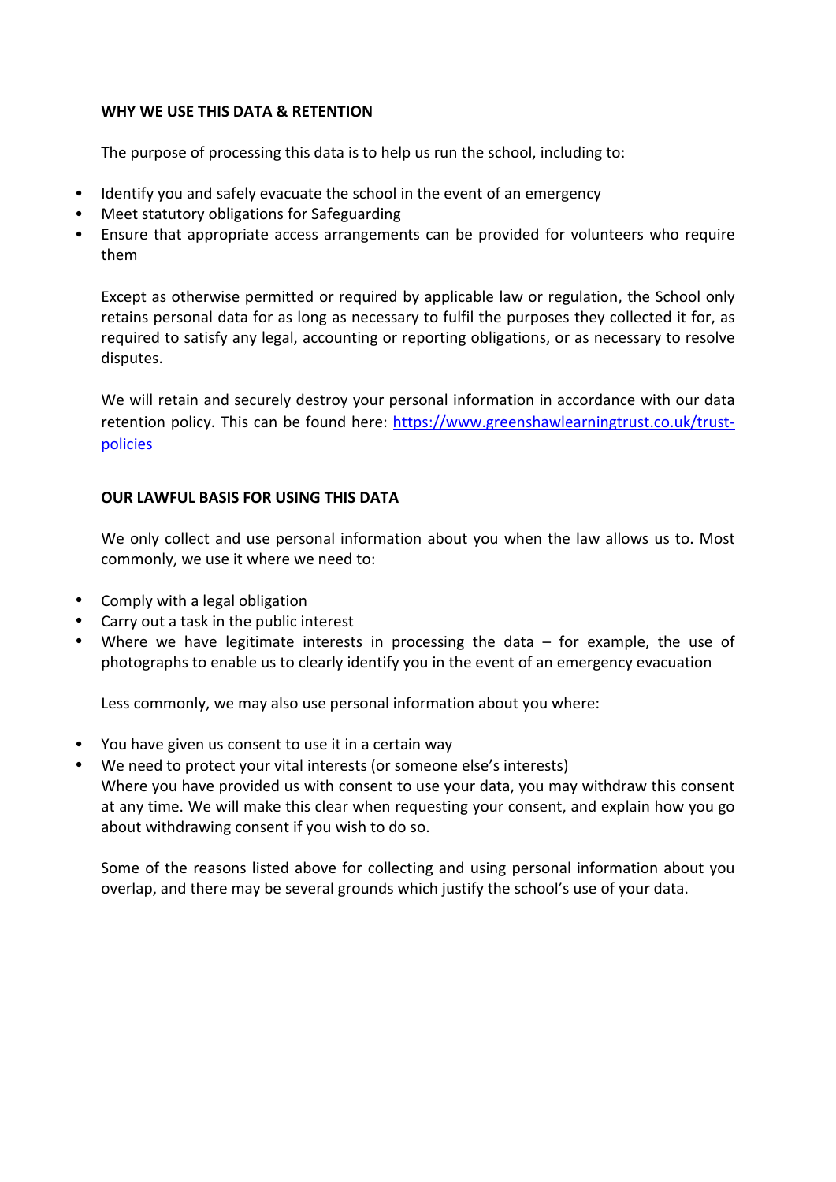**WHY WE USE THIS DATA & RETENTION**

The purpose of processing this data is to help us run the school, including to:

- Identify you and safely evacuate the school in the event of an emergency
- Meet statutory obligations for Safeguarding
- Ensure that appropriate access arrangements can be provided for volunteers who require them

Except as otherwise permitted or required by applicable law or regulation, the School only retains personal data for as long as necessary to fulfil the purposes they collected it for, as required to satisfy any legal, accounting or reporting obligations, or as necessary to resolve disputes.

We will retain and securely destroy your personal information in accordance with our data retention policy. This can be found here: [https://www.greenshawlearningtrust.co.uk/trust-policies](https://www.greenshawlearningtrust.co.uk/trust-policies)

**OUR LAWFUL BASIS FOR USING THIS DATA**

We only collect and use personal information about you when the law allows us to. Most commonly, we use it where we need to:

- Comply with a legal obligation
- Carry out a task in the public interest
- Where we have legitimate interests in processing the data – for example, the use of photographs to enable us to clearly identify you in the event of an emergency evacuation

Less commonly, we may also use personal information about you where:

- You have given us consent to use it in a certain way
- We need to protect your vital interests (or someone else's interests)

Where you have provided us with consent to use your data, you may withdraw this consent at any time. We will make this clear when requesting your consent, and explain how you go about withdrawing consent if you wish to do so.

Some of the reasons listed above for collecting and using personal information about you overlap, and there may be several grounds which justify the school's use of your data.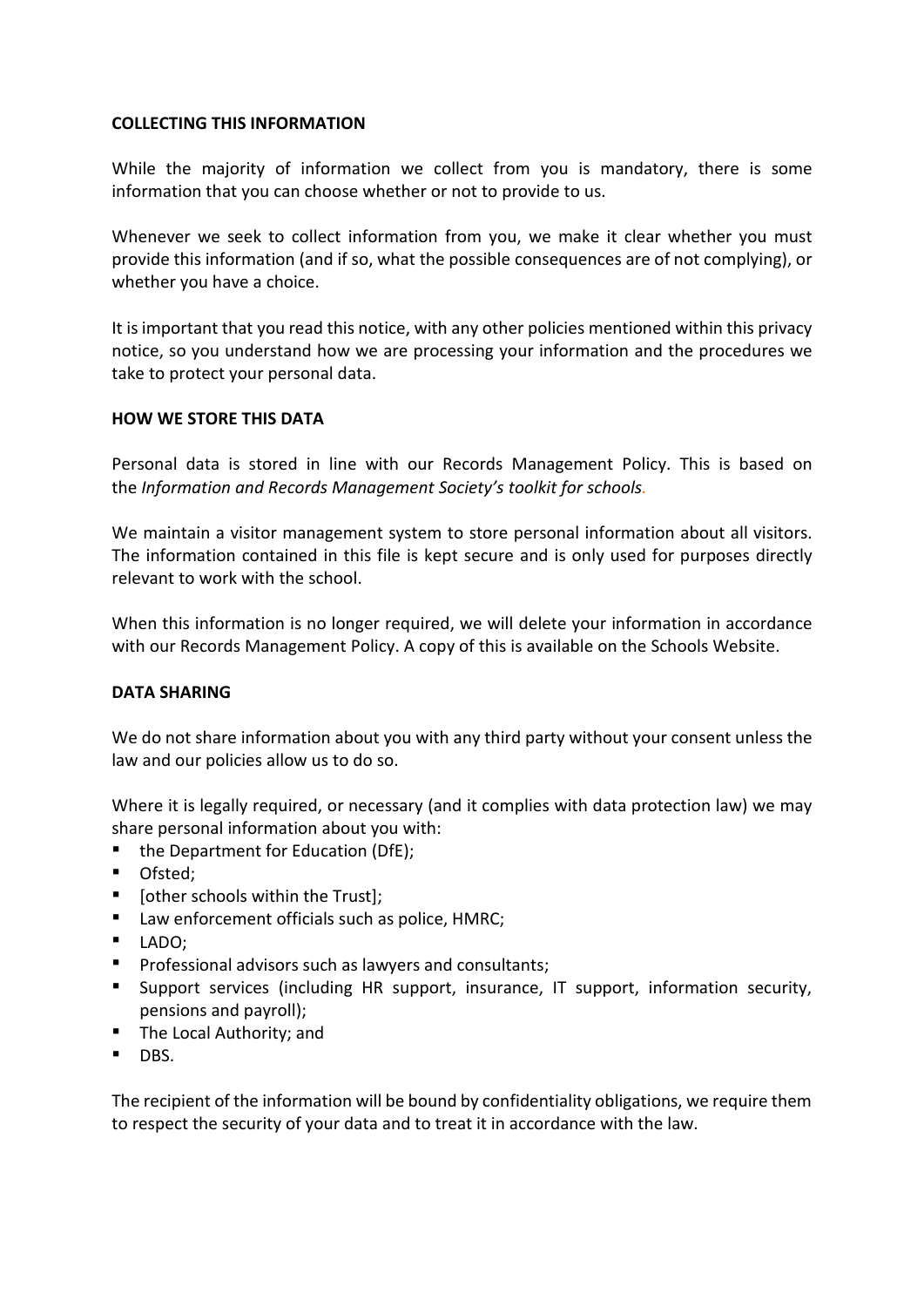**COLLECTING THIS INFORMATION**

While the majority of information we collect from you is mandatory, there is some information that you can choose whether or not to provide to us.

Whenever we seek to collect information from you, we make it clear whether you must provide this information (and if so, what the possible consequences are of not complying), or whether you have a choice.

It is important that you read this notice, with any other policies mentioned within this privacy notice, so you understand how we are processing your information and the procedures we take to protect your personal data.

**HOW WE STORE THIS DATA**

Personal data is stored in line with our Records Management Policy. This is based on the *Information and Records Management Society's toolkit for schools*.

We maintain a visitor management system to store personal information about all visitors. The information contained in this file is kept secure and is only used for purposes directly relevant to work with the school.

When this information is no longer required, we will delete your information in accordance with our Records Management Policy. A copy of this is available on the Schools Website.

**DATA SHARING**

We do not share information about you with any third party without your consent unless the law and our policies allow us to do so.

Where it is legally required, or necessary (and it complies with data protection law) we may share personal information about you with:

- the Department for Education (DfE);
- Ofsted;
- [other schools within the Trust];
- Law enforcement officials such as police, HMRC;
- LADO;
- Professional advisors such as lawyers and consultants;
- Support services (including HR support, insurance, IT support, information security, pensions and payroll);
- The Local Authority; and
- DBS.

The recipient of the information will be bound by confidentiality obligations, we require them to respect the security of your data and to treat it in accordance with the law.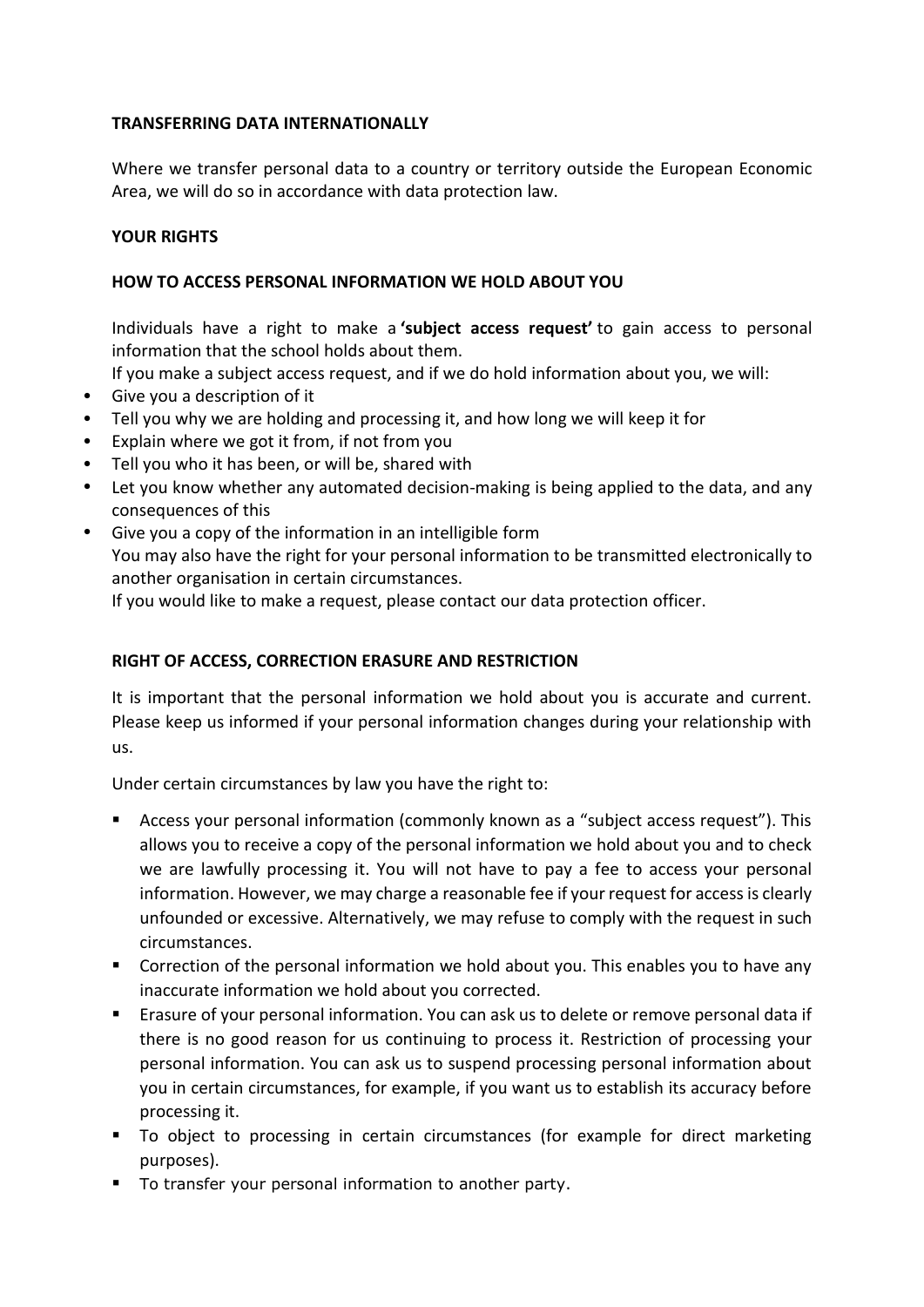## TRANSFERRING DATA INTERNATIONALLY

Where we transfer personal data to a country or territory outside the European Economic Area, we will do so in accordance with data protection law.

## YOUR RIGHTS

## HOW TO ACCESS PERSONAL INFORMATION WE HOLD ABOUT YOU

Individuals have a right to make a **'subject access request'** to gain access to personal information that the school holds about them.

If you make a subject access request, and if we do hold information about you, we will:

- Give you a description of it
- Tell you why we are holding and processing it, and how long we will keep it for
- Explain where we got it from, if not from you
- Tell you who it has been, or will be, shared with
- Let you know whether any automated decision-making is being applied to the data, and any consequences of this
- Give you a copy of the information in an intelligible form

You may also have the right for your personal information to be transmitted electronically to another organisation in certain circumstances.

If you would like to make a request, please contact our data protection officer.

## RIGHT OF ACCESS, CORRECTION ERASURE AND RESTRICTION

It is important that the personal information we hold about you is accurate and current. Please keep us informed if your personal information changes during your relationship with us.

Under certain circumstances by law you have the right to:

- Access your personal information (commonly known as a "subject access request"). This allows you to receive a copy of the personal information we hold about you and to check we are lawfully processing it. You will not have to pay a fee to access your personal information. However, we may charge a reasonable fee if your request for access is clearly unfounded or excessive. Alternatively, we may refuse to comply with the request in such circumstances.
- Correction of the personal information we hold about you. This enables you to have any inaccurate information we hold about you corrected.
- Erasure of your personal information. You can ask us to delete or remove personal data if there is no good reason for us continuing to process it. Restriction of processing your personal information. You can ask us to suspend processing personal information about you in certain circumstances, for example, if you want us to establish its accuracy before processing it.
- To object to processing in certain circumstances (for example for direct marketing purposes).
- To transfer your personal information to another party.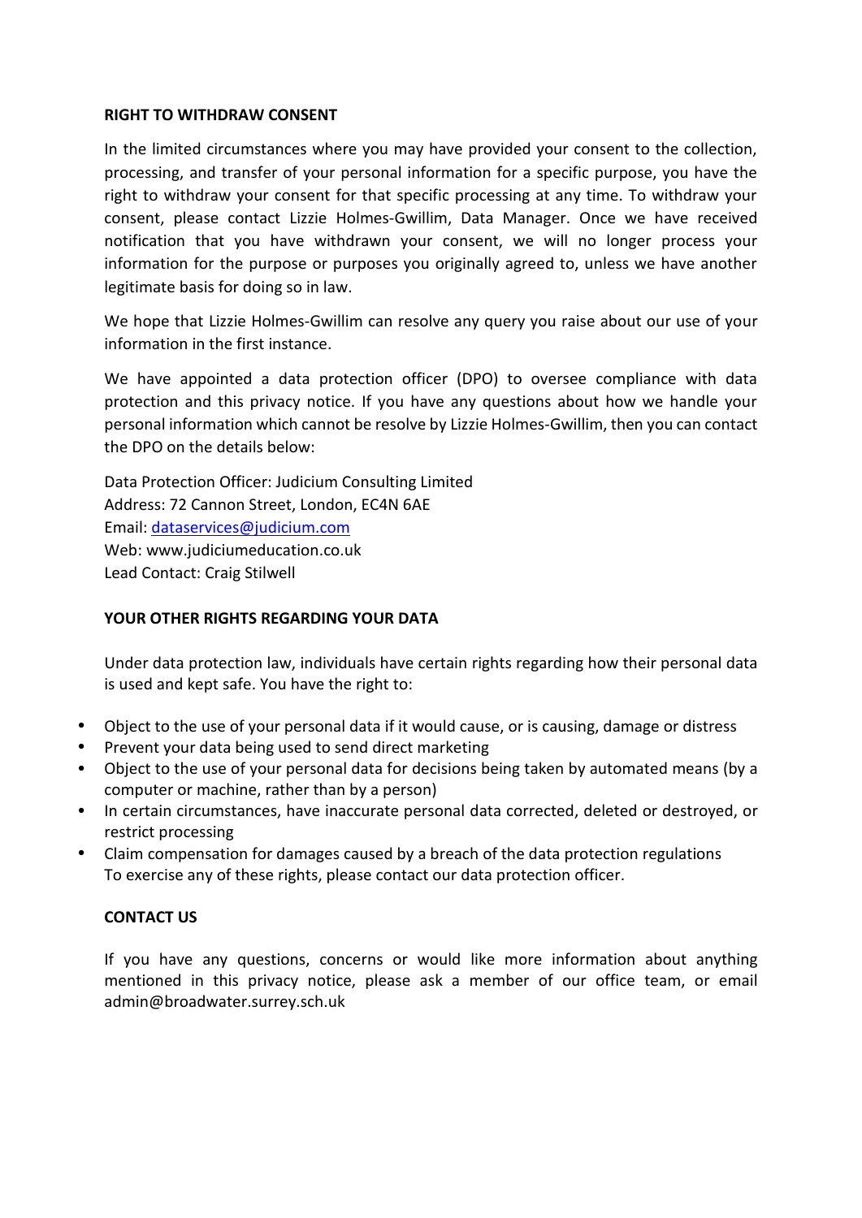## RIGHT TO WITHDRAW CONSENT

In the limited circumstances where you may have provided your consent to the collection, processing, and transfer of your personal information for a specific purpose, you have the right to withdraw your consent for that specific processing at any time. To withdraw your consent, please contact Lizzie Holmes-Gwillim, Data Manager. Once we have received notification that you have withdrawn your consent, we will no longer process your information for the purpose or purposes you originally agreed to, unless we have another legitimate basis for doing so in law.

We hope that Lizzie Holmes-Gwillim can resolve any query you raise about our use of your information in the first instance.

We have appointed a data protection officer (DPO) to oversee compliance with data protection and this privacy notice. If you have any questions about how we handle your personal information which cannot be resolve by Lizzie Holmes-Gwillim, then you can contact the DPO on the details below:

Data Protection Officer: Judicium Consulting Limited
Address: 72 Cannon Street, London, EC4N 6AE
Email: dataservices@judicium.com
Web: www.judiciumeducation.co.uk
Lead Contact: Craig Stilwell

## YOUR OTHER RIGHTS REGARDING YOUR DATA

Under data protection law, individuals have certain rights regarding how their personal data is used and kept safe. You have the right to:

- Object to the use of your personal data if it would cause, or is causing, damage or distress
- Prevent your data being used to send direct marketing
- Object to the use of your personal data for decisions being taken by automated means (by a computer or machine, rather than by a person)
- In certain circumstances, have inaccurate personal data corrected, deleted or destroyed, or restrict processing
- Claim compensation for damages caused by a breach of the data protection regulations

To exercise any of these rights, please contact our data protection officer.

## CONTACT US

If you have any questions, concerns or would like more information about anything mentioned in this privacy notice, please ask a member of our office team, or email admin@broadwater.surrey.sch.uk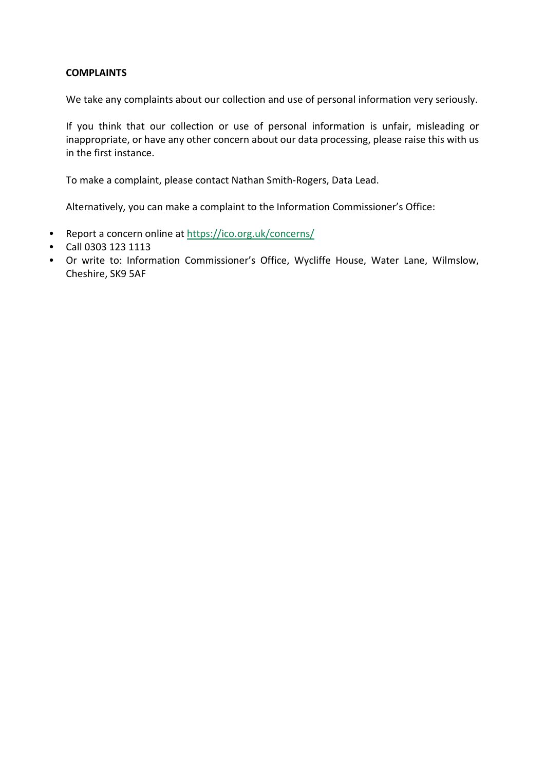**COMPLAINTS**

We take any complaints about our collection and use of personal information very seriously.

If you think that our collection or use of personal information is unfair, misleading or inappropriate, or have any other concern about our data processing, please raise this with us in the first instance.

To make a complaint, please contact Nathan Smith-Rogers, Data Lead.

Alternatively, you can make a complaint to the Information Commissioner's Office:

- Report a concern online at https://ico.org.uk/concerns/
- Call 0303 123 1113
- Or write to: Information Commissioner's Office, Wycliffe House, Water Lane, Wilmslow, Cheshire, SK9 5AF